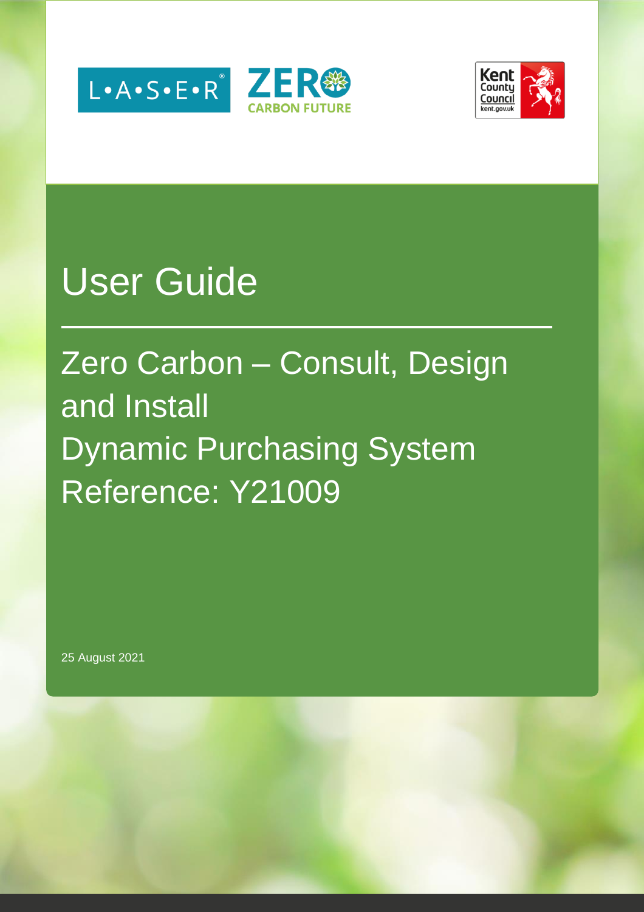# User Guide

## Zero Carbon – Consult, Design and Install Dynamic Purchasing System Reference: Y21009

25 August 2021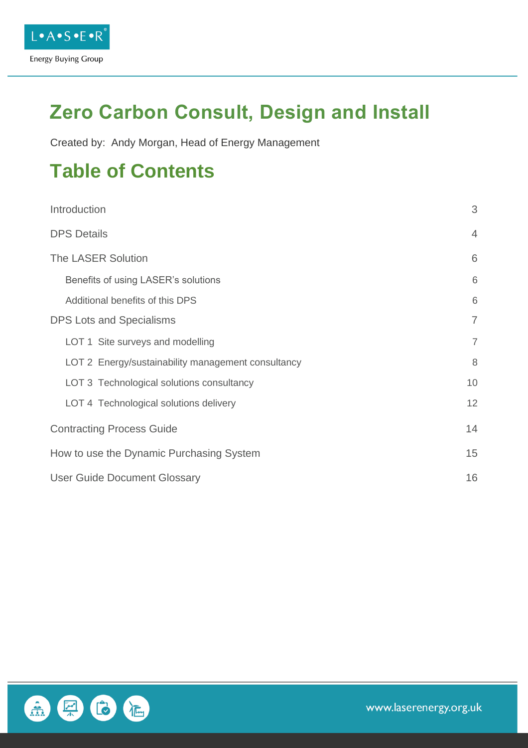# Zero Carbon Consult, Design and Install

Created by: Andy Morgan, Head of Energy Management

## Table of Contents

| | |
|---|---|
| Introduction | 3 |
| DPS Details | 4 |
| The LASER Solution | 6 |
| Benefits of using LASER's solutions | 6 |
| Additional benefits of this DPS | 6 |
| DPS Lots and Specialisms | 7 |
| LOT 1 Site surveys and modelling | 7 |
| LOT 2 Energy/sustainability management consultancy | 8 |
| LOT 3 Technological solutions consultancy | 10 |
| LOT 4 Technological solutions delivery | 12 |
| Contracting Process Guide | 14 |
| How to use the Dynamic Purchasing System | 15 |
| User Guide Document Glossary | 16 |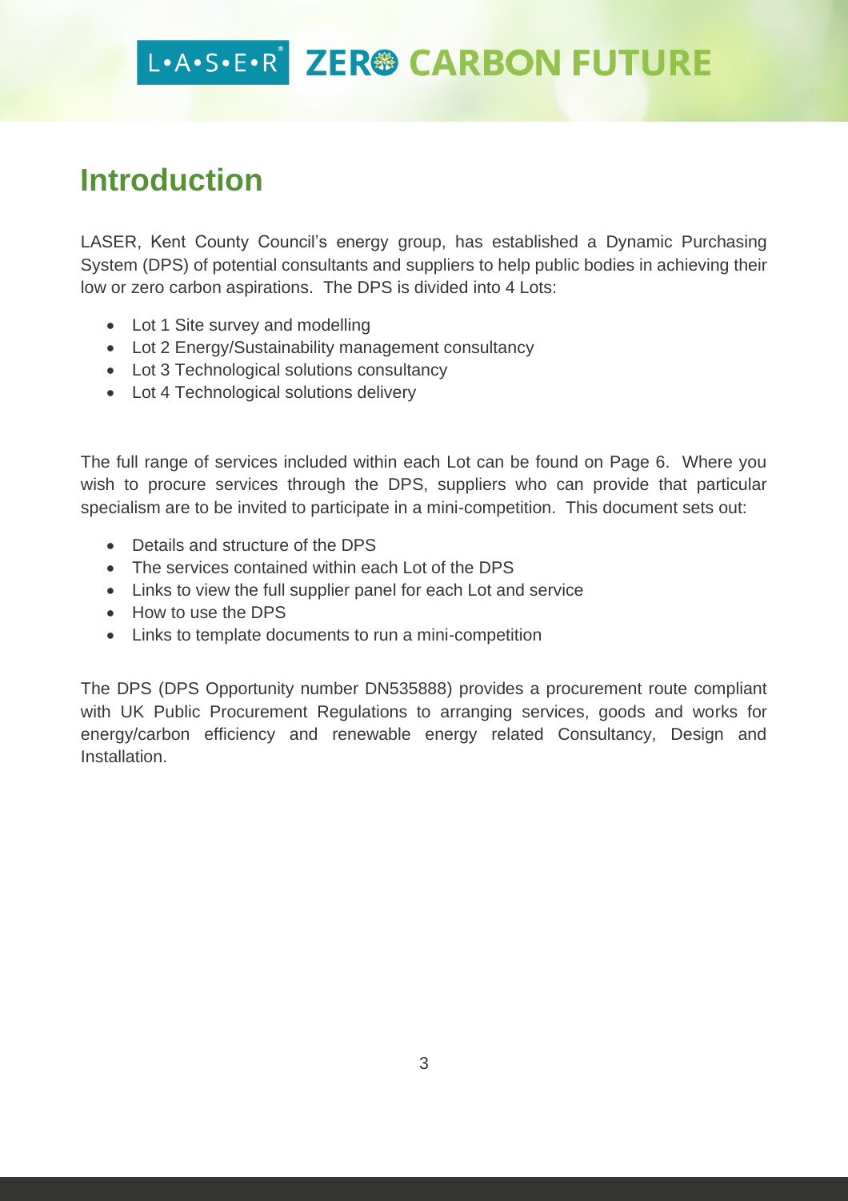# Introduction

LASER, Kent County Council's energy group, has established a Dynamic Purchasing System (DPS) of potential consultants and suppliers to help public bodies in achieving their low or zero carbon aspirations. The DPS is divided into 4 Lots:

- Lot 1 Site survey and modelling
- Lot 2 Energy/Sustainability management consultancy
- Lot 3 Technological solutions consultancy
- Lot 4 Technological solutions delivery

The full range of services included within each Lot can be found on Page 6. Where you wish to procure services through the DPS, suppliers who can provide that particular specialism are to be invited to participate in a mini-competition. This document sets out:

- Details and structure of the DPS
- The services contained within each Lot of the DPS
- Links to view the full supplier panel for each Lot and service
- How to use the DPS
- Links to template documents to run a mini-competition

The DPS (DPS Opportunity number DN535888) provides a procurement route compliant with UK Public Procurement Regulations to arranging services, goods and works for energy/carbon efficiency and renewable energy related Consultancy, Design and Installation.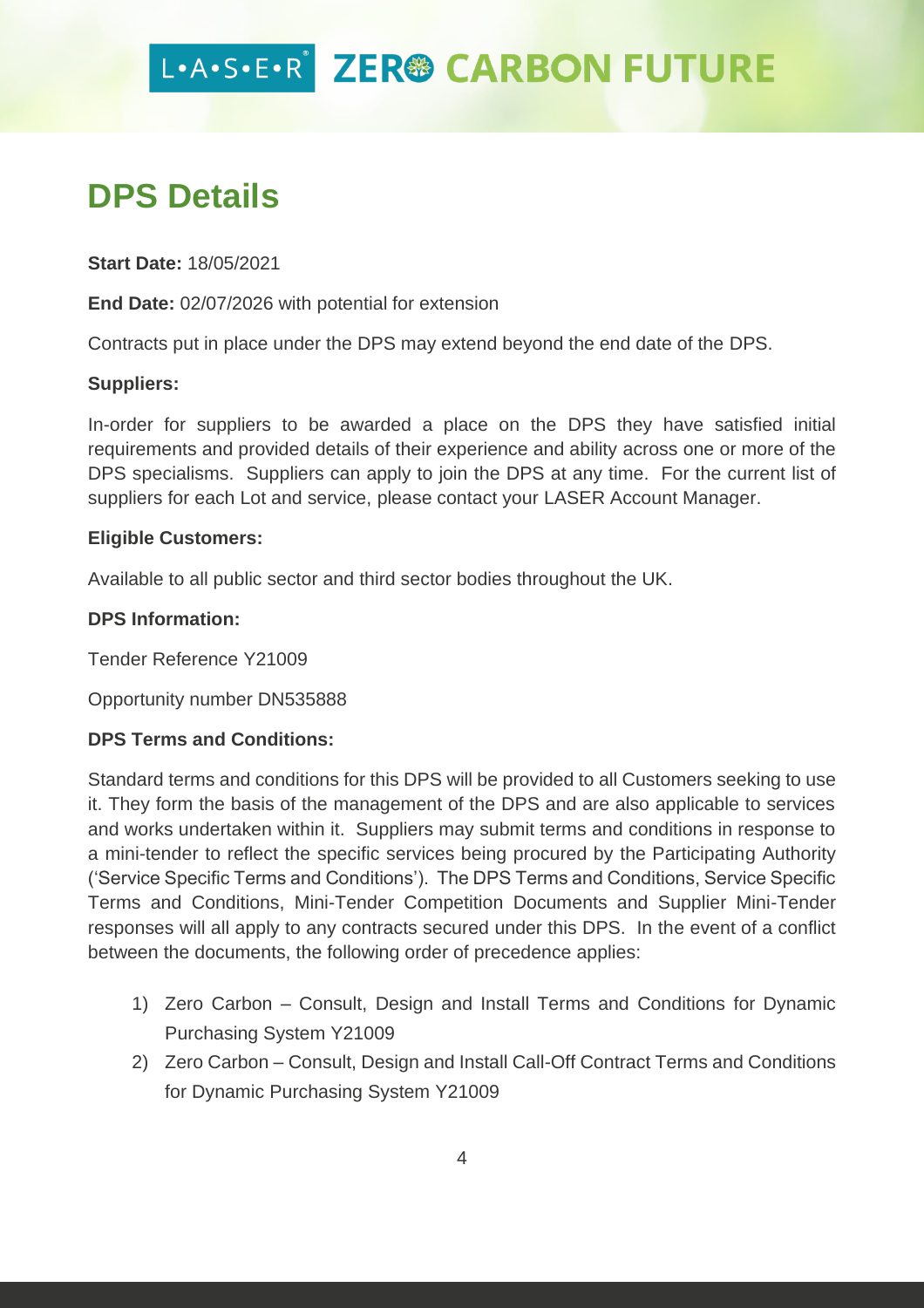## DPS Details

**Start Date:** 18/05/2021

**End Date:** 02/07/2026 with potential for extension

Contracts put in place under the DPS may extend beyond the end date of the DPS.

**Suppliers:**

In-order for suppliers to be awarded a place on the DPS they have satisfied initial requirements and provided details of their experience and ability across one or more of the DPS specialisms. Suppliers can apply to join the DPS at any time. For the current list of suppliers for each Lot and service, please contact your LASER Account Manager.

**Eligible Customers:**

Available to all public sector and third sector bodies throughout the UK.

**DPS Information:**

Tender Reference Y21009

Opportunity number DN535888

**DPS Terms and Conditions:**

Standard terms and conditions for this DPS will be provided to all Customers seeking to use it. They form the basis of the management of the DPS and are also applicable to services and works undertaken within it. Suppliers may submit terms and conditions in response to a mini-tender to reflect the specific services being procured by the Participating Authority ('Service Specific Terms and Conditions'). The DPS Terms and Conditions, Service Specific Terms and Conditions, Mini-Tender Competition Documents and Supplier Mini-Tender responses will all apply to any contracts secured under this DPS. In the event of a conflict between the documents, the following order of precedence applies:

1) Zero Carbon – Consult, Design and Install Terms and Conditions for Dynamic Purchasing System Y21009
2) Zero Carbon – Consult, Design and Install Call-Off Contract Terms and Conditions for Dynamic Purchasing System Y21009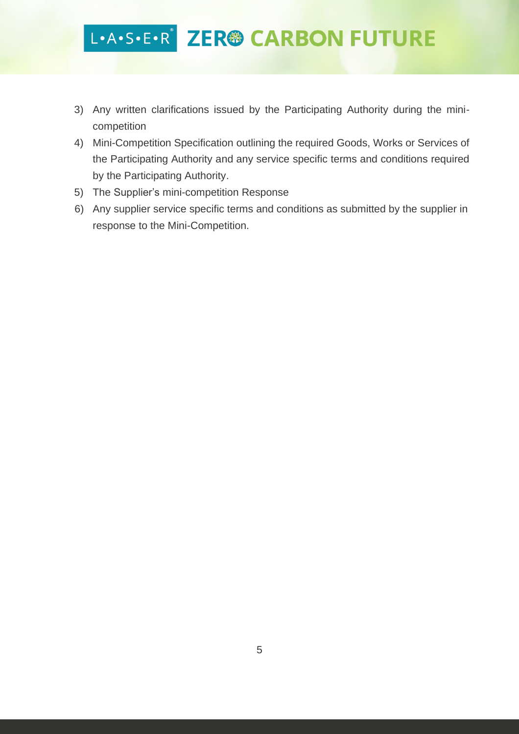3) Any written clarifications issued by the Participating Authority during the mini-competition
4) Mini-Competition Specification outlining the required Goods, Works or Services of the Participating Authority and any service specific terms and conditions required by the Participating Authority.
5) The Supplier's mini-competition Response
6) Any supplier service specific terms and conditions as submitted by the supplier in response to the Mini-Competition.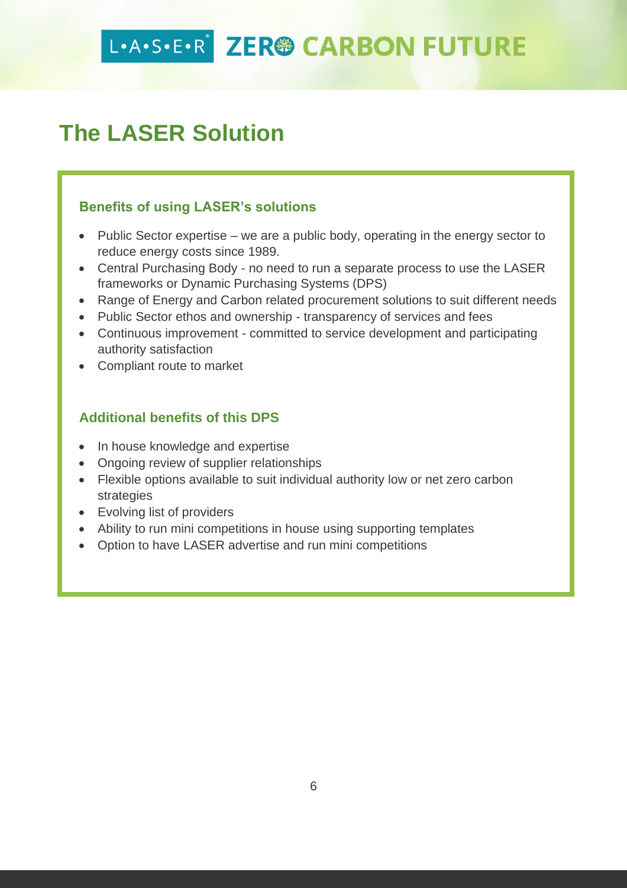# The LASER Solution

### Benefits of using LASER's solutions

- Public Sector expertise – we are a public body, operating in the energy sector to reduce energy costs since 1989.
- Central Purchasing Body - no need to run a separate process to use the LASER frameworks or Dynamic Purchasing Systems (DPS)
- Range of Energy and Carbon related procurement solutions to suit different needs
- Public Sector ethos and ownership - transparency of services and fees
- Continuous improvement - committed to service development and participating authority satisfaction
- Compliant route to market

### Additional benefits of this DPS

- In house knowledge and expertise
- Ongoing review of supplier relationships
- Flexible options available to suit individual authority low or net zero carbon strategies
- Evolving list of providers
- Ability to run mini competitions in house using supporting templates
- Option to have LASER advertise and run mini competitions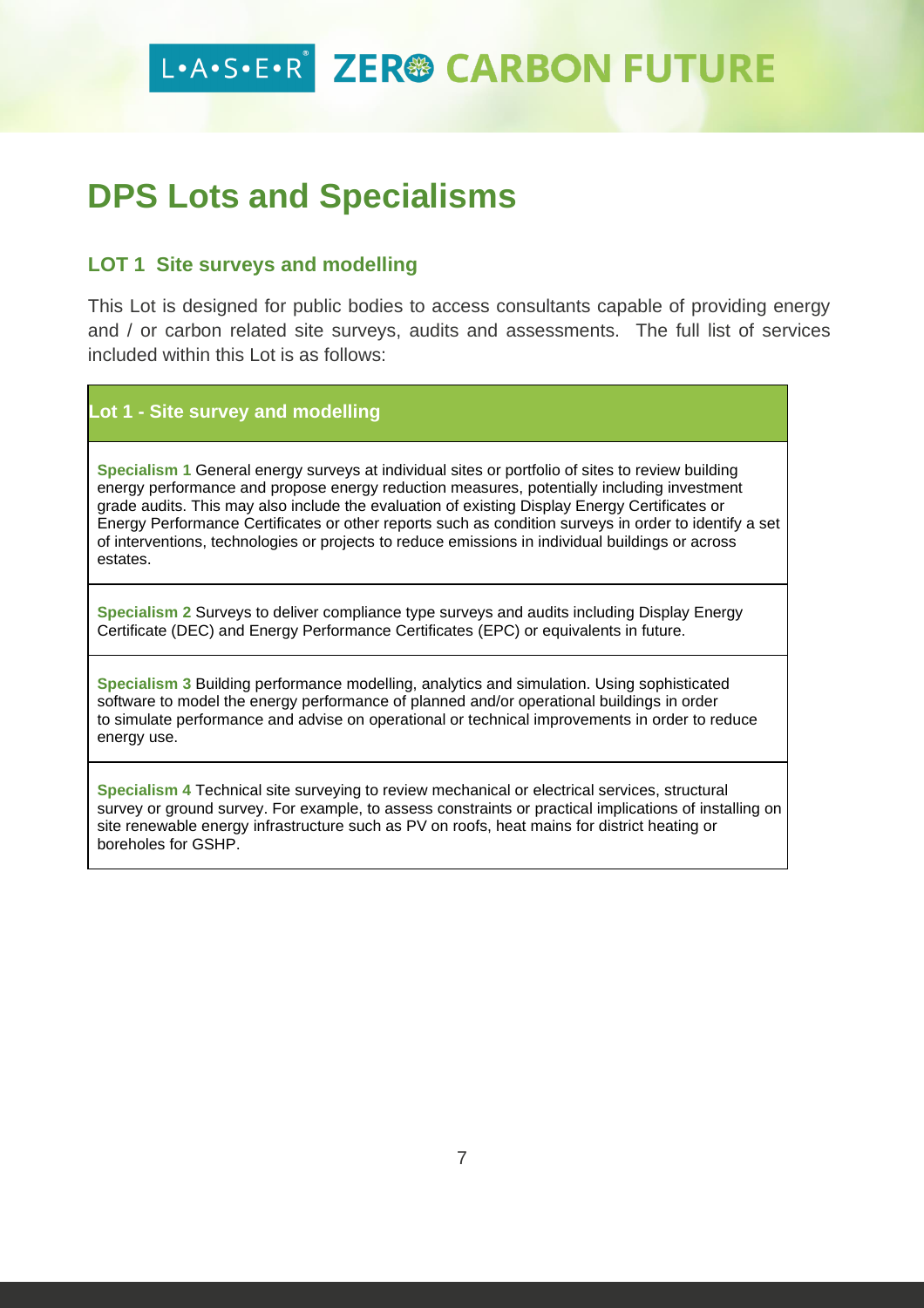# DPS Lots and Specialisms

## LOT 1 Site surveys and modelling

This Lot is designed for public bodies to access consultants capable of providing energy and / or carbon related site surveys, audits and assessments. The full list of services included within this Lot is as follows:

| Lot 1 - Site survey and modelling |
| --- |
| **Specialism 1** General energy surveys at individual sites or portfolio of sites to review building energy performance and propose energy reduction measures, potentially including investment grade audits. This may also include the evaluation of existing Display Energy Certificates or Energy Performance Certificates or other reports such as condition surveys in order to identify a set of interventions, technologies or projects to reduce emissions in individual buildings or across estates. |
| **Specialism 2** Surveys to deliver compliance type surveys and audits including Display Energy Certificate (DEC) and Energy Performance Certificates (EPC) or equivalents in future. |
| **Specialism 3** Building performance modelling, analytics and simulation. Using sophisticated software to model the energy performance of planned and/or operational buildings in order to simulate performance and advise on operational or technical improvements in order to reduce energy use. |
| **Specialism 4** Technical site surveying to review mechanical or electrical services, structural survey or ground survey. For example, to assess constraints or practical implications of installing on site renewable energy infrastructure such as PV on roofs, heat mains for district heating or boreholes for GSHP. |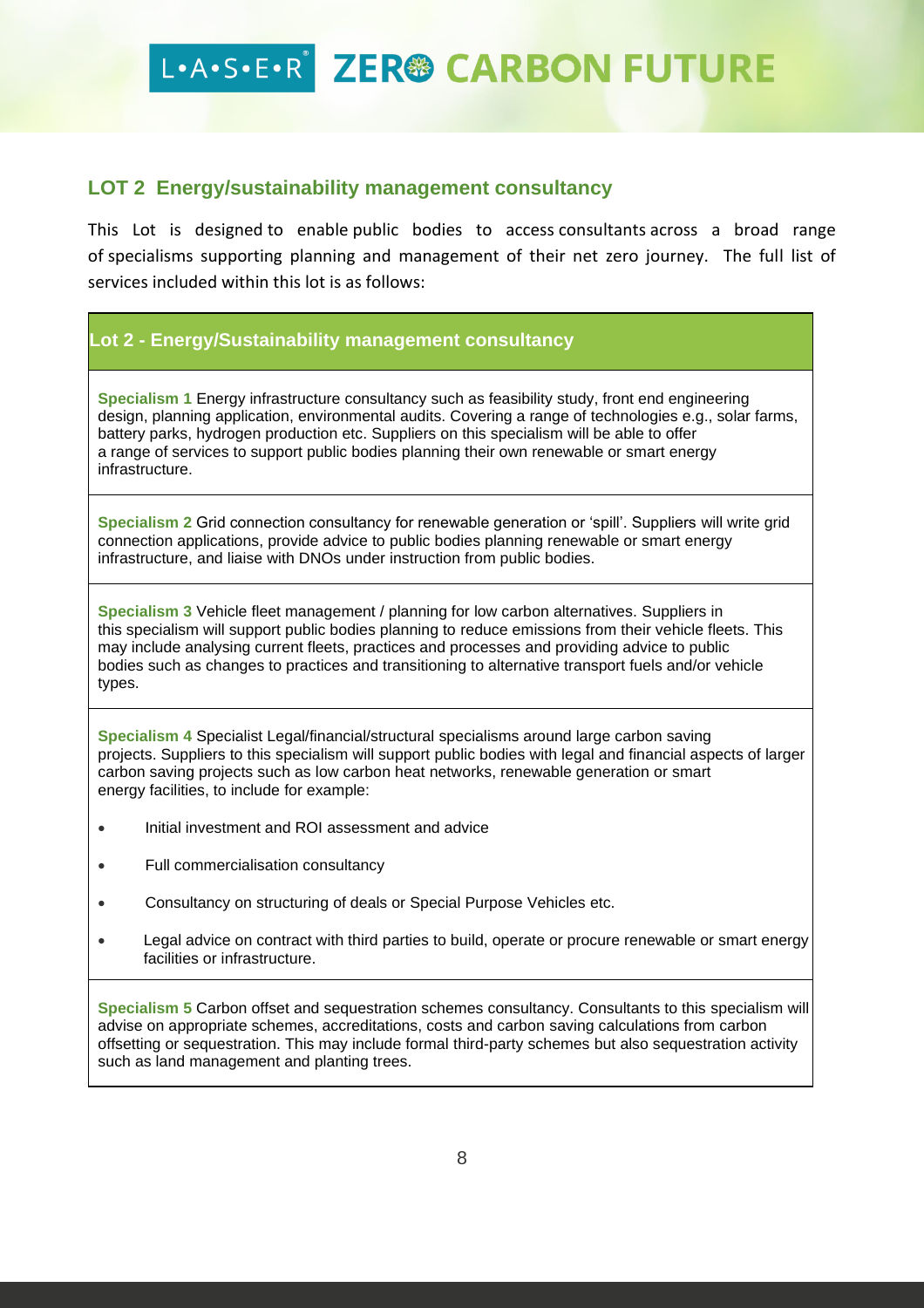## LOT 2 Energy/sustainability management consultancy

This Lot is designed to enable public bodies to access consultants across a broad range of specialisms supporting planning and management of their net zero journey. The full list of services included within this lot is as follows:

| Lot 2 - Energy/Sustainability management consultancy |
| --- |
| **Specialism 1** Energy infrastructure consultancy such as feasibility study, front end engineering design, planning application, environmental audits. Covering a range of technologies e.g., solar farms, battery parks, hydrogen production etc. Suppliers on this specialism will be able to offer a range of services to support public bodies planning their own renewable or smart energy infrastructure. |
| **Specialism 2** Grid connection consultancy for renewable generation or 'spill'. Suppliers will write grid connection applications, provide advice to public bodies planning renewable or smart energy infrastructure, and liaise with DNOs under instruction from public bodies. |
| **Specialism 3** Vehicle fleet management / planning for low carbon alternatives. Suppliers in this specialism will support public bodies planning to reduce emissions from their vehicle fleets. This may include analysing current fleets, practices and processes and providing advice to public bodies such as changes to practices and transitioning to alternative transport fuels and/or vehicle types. |
| **Specialism 4** Specialist Legal/financial/structural specialisms around large carbon saving projects. Suppliers to this specialism will support public bodies with legal and financial aspects of larger carbon saving projects such as low carbon heat networks, renewable generation or smart energy facilities, to include for example:<br>• Initial investment and ROI assessment and advice<br>• Full commercialisation consultancy<br>• Consultancy on structuring of deals or Special Purpose Vehicles etc.<br>• Legal advice on contract with third parties to build, operate or procure renewable or smart energy facilities or infrastructure. |
| **Specialism 5** Carbon offset and sequestration schemes consultancy. Consultants to this specialism will advise on appropriate schemes, accreditations, costs and carbon saving calculations from carbon offsetting or sequestration. This may include formal third-party schemes but also sequestration activity such as land management and planting trees. |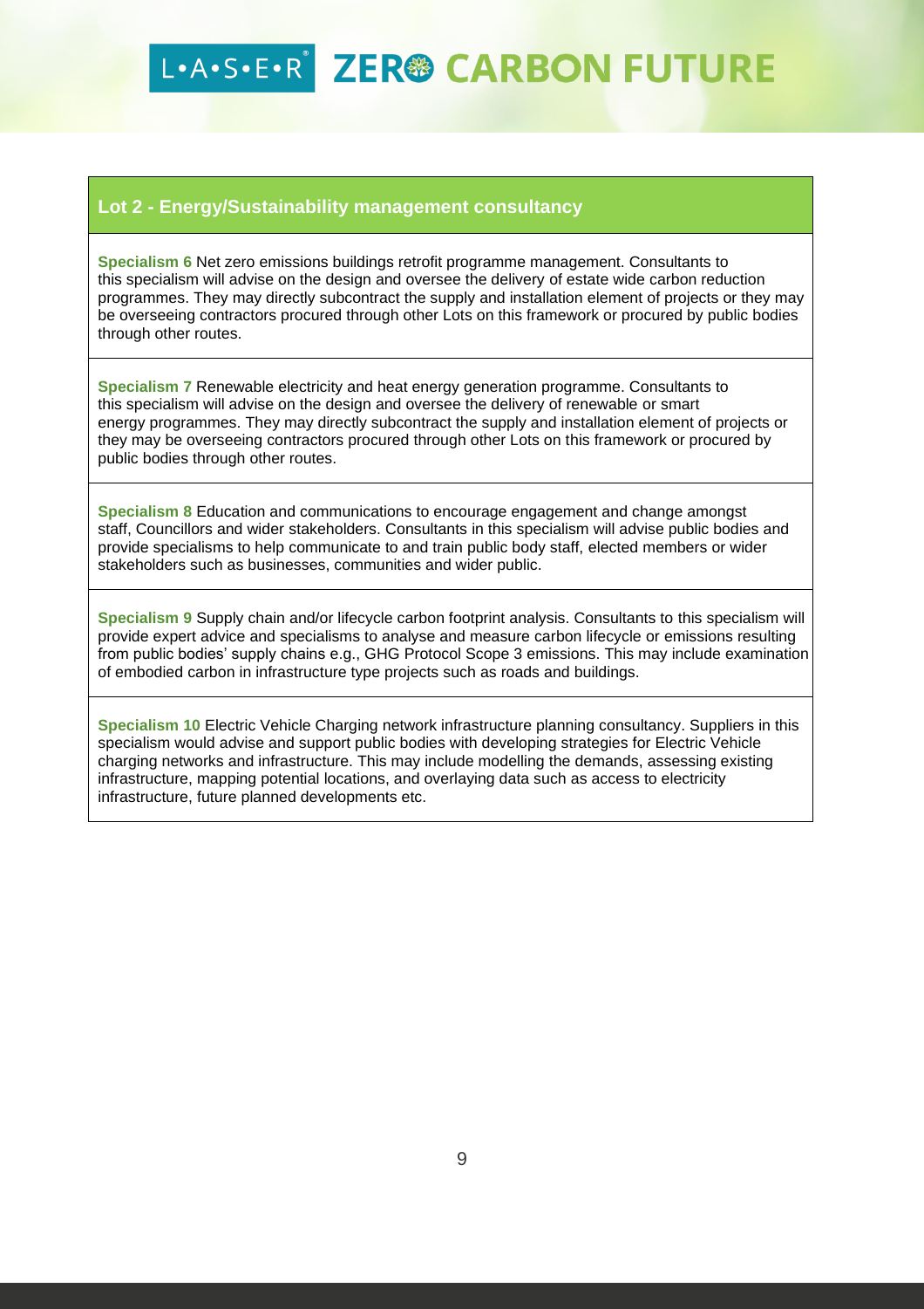## Lot 2 - Energy/Sustainability management consultancy

**Specialism 6** Net zero emissions buildings retrofit programme management. Consultants to this specialism will advise on the design and oversee the delivery of estate wide carbon reduction programmes. They may directly subcontract the supply and installation element of projects or they may be overseeing contractors procured through other Lots on this framework or procured by public bodies through other routes.

**Specialism 7** Renewable electricity and heat energy generation programme. Consultants to this specialism will advise on the design and oversee the delivery of renewable or smart energy programmes. They may directly subcontract the supply and installation element of projects or they may be overseeing contractors procured through other Lots on this framework or procured by public bodies through other routes.

**Specialism 8** Education and communications to encourage engagement and change amongst staff, Councillors and wider stakeholders. Consultants in this specialism will advise public bodies and provide specialisms to help communicate to and train public body staff, elected members or wider stakeholders such as businesses, communities and wider public.

**Specialism 9** Supply chain and/or lifecycle carbon footprint analysis. Consultants to this specialism will provide expert advice and specialisms to analyse and measure carbon lifecycle or emissions resulting from public bodies' supply chains e.g., GHG Protocol Scope 3 emissions. This may include examination of embodied carbon in infrastructure type projects such as roads and buildings.

**Specialism 10** Electric Vehicle Charging network infrastructure planning consultancy. Suppliers in this specialism would advise and support public bodies with developing strategies for Electric Vehicle charging networks and infrastructure. This may include modelling the demands, assessing existing infrastructure, mapping potential locations, and overlaying data such as access to electricity infrastructure, future planned developments etc.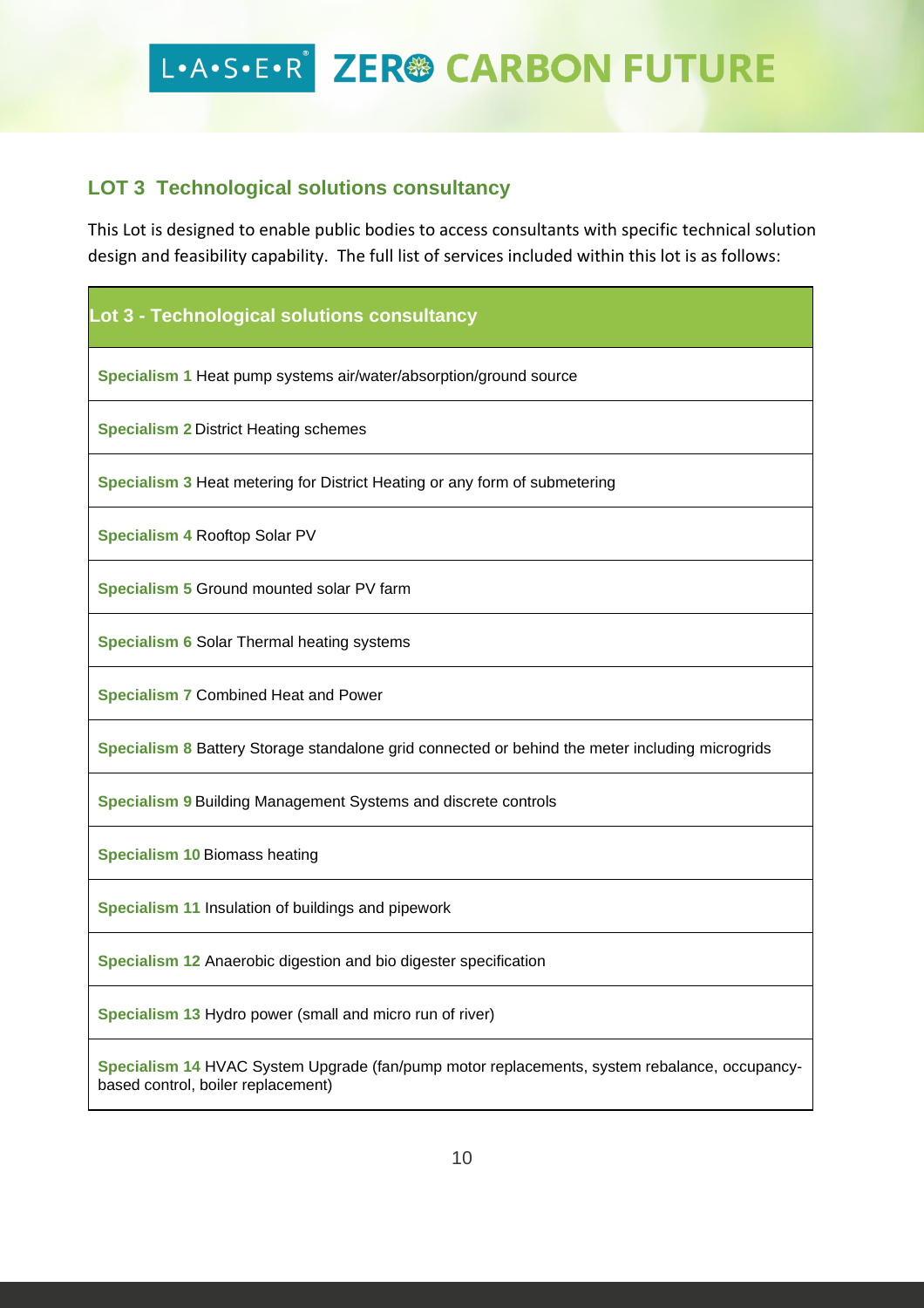## LOT 3 Technological solutions consultancy

This Lot is designed to enable public bodies to access consultants with specific technical solution design and feasibility capability. The full list of services included within this lot is as follows:

| Lot 3 - Technological solutions consultancy |
| --- |
| **Specialism 1** Heat pump systems air/water/absorption/ground source |
| **Specialism 2** District Heating schemes |
| **Specialism 3** Heat metering for District Heating or any form of submetering |
| **Specialism 4** Rooftop Solar PV |
| **Specialism 5** Ground mounted solar PV farm |
| **Specialism 6** Solar Thermal heating systems |
| **Specialism 7** Combined Heat and Power |
| **Specialism 8** Battery Storage standalone grid connected or behind the meter including microgrids |
| **Specialism 9** Building Management Systems and discrete controls |
| **Specialism 10** Biomass heating |
| **Specialism 11** Insulation of buildings and pipework |
| **Specialism 12** Anaerobic digestion and bio digester specification |
| **Specialism 13** Hydro power (small and micro run of river) |
| **Specialism 14** HVAC System Upgrade (fan/pump motor replacements, system rebalance, occupancy-based control, boiler replacement) |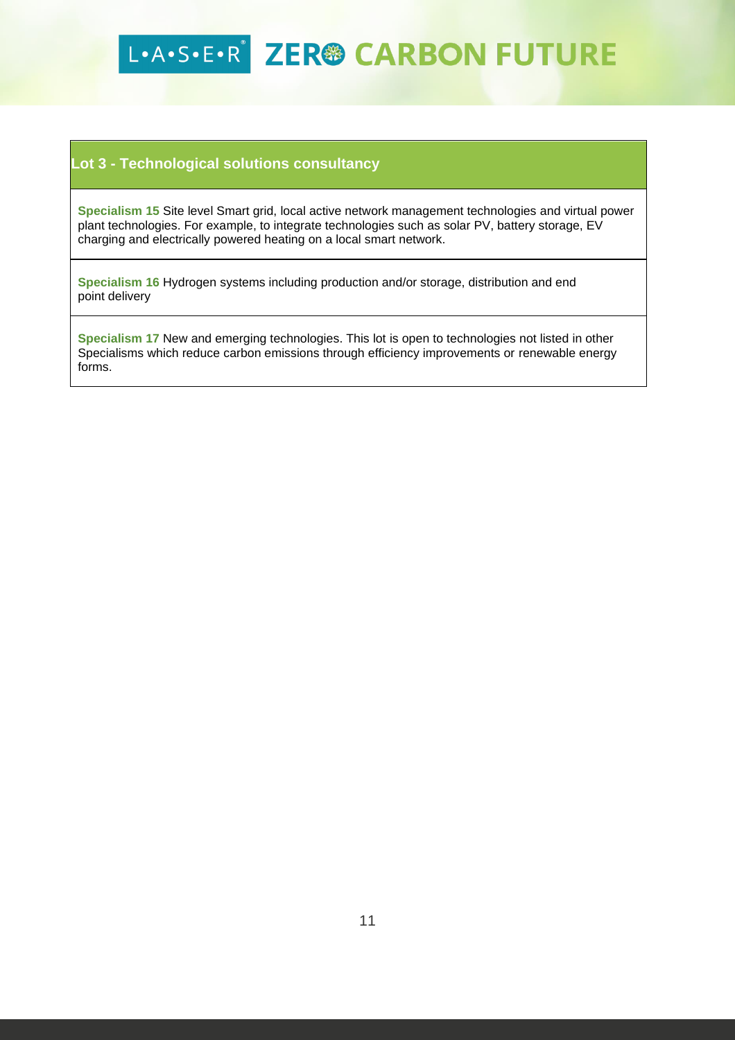## Lot 3 - Technological solutions consultancy

**Specialism 15** Site level Smart grid, local active network management technologies and virtual power plant technologies. For example, to integrate technologies such as solar PV, battery storage, EV charging and electrically powered heating on a local smart network.

**Specialism 16** Hydrogen systems including production and/or storage, distribution and end point delivery

**Specialism 17** New and emerging technologies. This lot is open to technologies not listed in other Specialisms which reduce carbon emissions through efficiency improvements or renewable energy forms.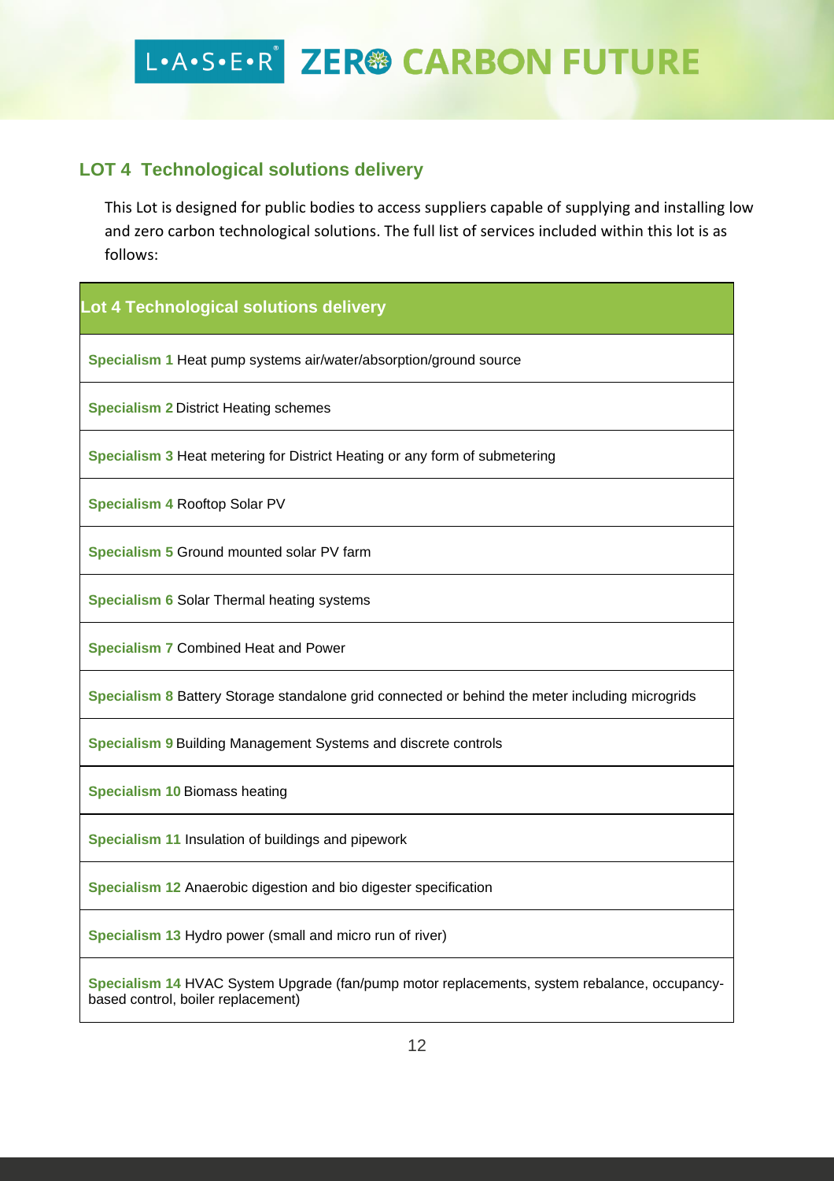## LOT 4 Technological solutions delivery

This Lot is designed for public bodies to access suppliers capable of supplying and installing low and zero carbon technological solutions. The full list of services included within this lot is as follows:

| Lot 4 Technological solutions delivery |
| --- |
| **Specialism 1** Heat pump systems air/water/absorption/ground source |
| **Specialism 2** District Heating schemes |
| **Specialism 3** Heat metering for District Heating or any form of submetering |
| **Specialism 4** Rooftop Solar PV |
| **Specialism 5** Ground mounted solar PV farm |
| **Specialism 6** Solar Thermal heating systems |
| **Specialism 7** Combined Heat and Power |
| **Specialism 8** Battery Storage standalone grid connected or behind the meter including microgrids |
| **Specialism 9** Building Management Systems and discrete controls |
| **Specialism 10** Biomass heating |
| **Specialism 11** Insulation of buildings and pipework |
| **Specialism 12** Anaerobic digestion and bio digester specification |
| **Specialism 13** Hydro power (small and micro run of river) |
| **Specialism 14** HVAC System Upgrade (fan/pump motor replacements, system rebalance, occupancy-based control, boiler replacement) |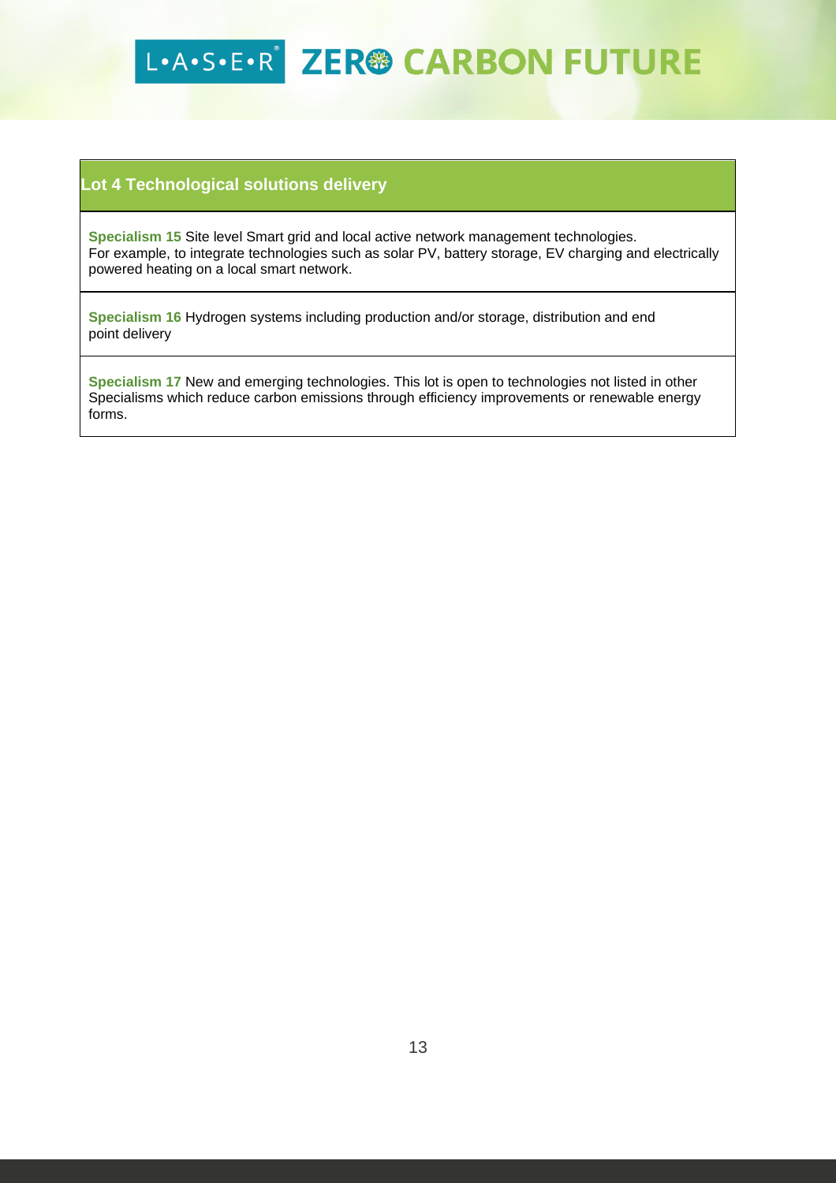## Lot 4 Technological solutions delivery

**Specialism 15** Site level Smart grid and local active network management technologies. For example, to integrate technologies such as solar PV, battery storage, EV charging and electrically powered heating on a local smart network.

**Specialism 16** Hydrogen systems including production and/or storage, distribution and end point delivery

**Specialism 17** New and emerging technologies. This lot is open to technologies not listed in other Specialisms which reduce carbon emissions through efficiency improvements or renewable energy forms.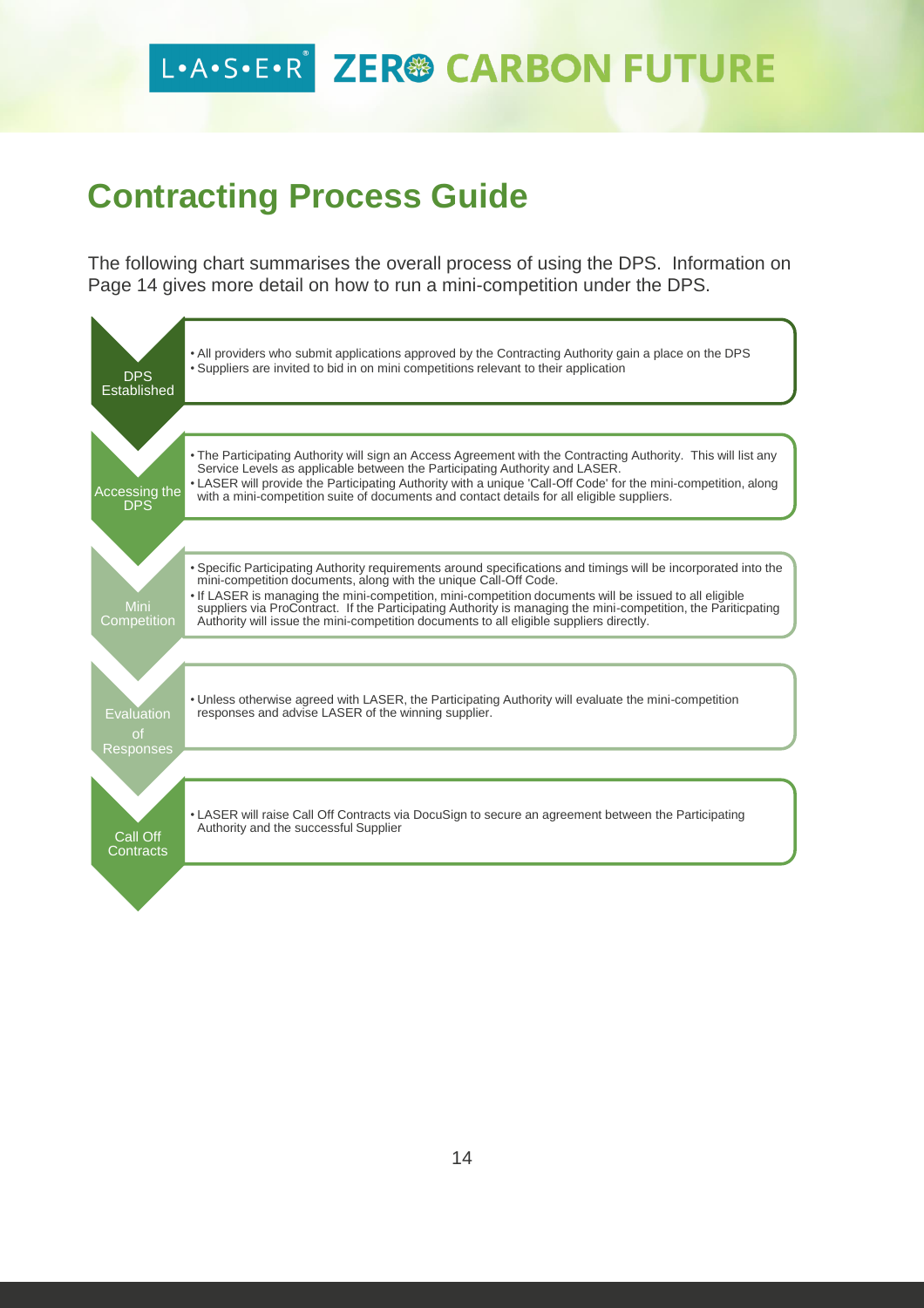# Contracting Process Guide

The following chart summarises the overall process of using the DPS. Information on Page 14 gives more detail on how to run a mini-competition under the DPS.

**DPS Established**

- All providers who submit applications approved by the Contracting Authority gain a place on the DPS
- Suppliers are invited to bid in on mini competitions relevant to their application

**Accessing the DPS**

- The Participating Authority will sign an Access Agreement with the Contracting Authority. This will list any Service Levels as applicable between the Participating Authority and LASER.
- LASER will provide the Participating Authority with a unique 'Call-Off Code' for the mini-competition, along with a mini-competition suite of documents and contact details for all eligible suppliers.

**Mini Competition**

- Specific Participating Authority requirements around specifications and timings will be incorporated into the mini-competition documents, along with the unique Call-Off Code.
- If LASER is managing the mini-competition, mini-competition documents will be issued to all eligible suppliers via ProContract. If the Participating Authority is managing the mini-competition, the Paritcipating Authority will issue the mini-competition documents to all eligible suppliers directly.

**Evaluation of Responses**

- Unless otherwise agreed with LASER, the Participating Authority will evaluate the mini-competition responses and advise LASER of the winning supplier.

**Call Off Contracts**

- LASER will raise Call Off Contracts via DocuSign to secure an agreement between the Participating Authority and the successful Supplier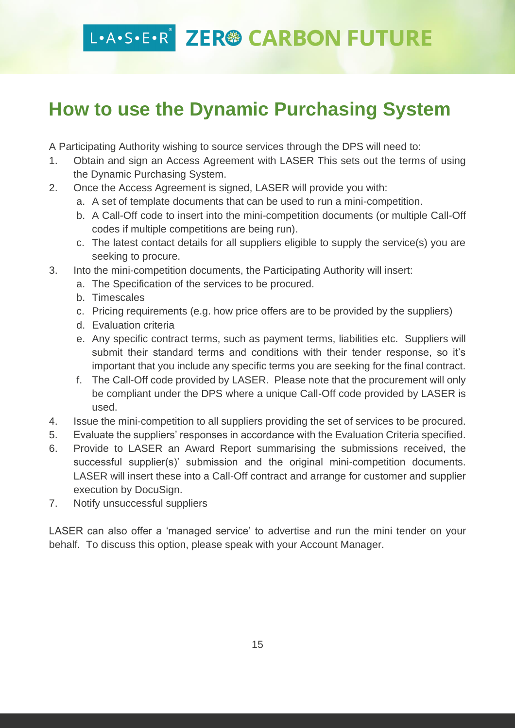# How to use the Dynamic Purchasing System

A Participating Authority wishing to source services through the DPS will need to:

1. Obtain and sign an Access Agreement with LASER This sets out the terms of using the Dynamic Purchasing System.
2. Once the Access Agreement is signed, LASER will provide you with:
   a. A set of template documents that can be used to run a mini-competition.
   b. A Call-Off code to insert into the mini-competition documents (or multiple Call-Off codes if multiple competitions are being run).
   c. The latest contact details for all suppliers eligible to supply the service(s) you are seeking to procure.
3. Into the mini-competition documents, the Participating Authority will insert:
   a. The Specification of the services to be procured.
   b. Timescales
   c. Pricing requirements (e.g. how price offers are to be provided by the suppliers)
   d. Evaluation criteria
   e. Any specific contract terms, such as payment terms, liabilities etc. Suppliers will submit their standard terms and conditions with their tender response, so it's important that you include any specific terms you are seeking for the final contract.
   f. The Call-Off code provided by LASER. Please note that the procurement will only be compliant under the DPS where a unique Call-Off code provided by LASER is used.
4. Issue the mini-competition to all suppliers providing the set of services to be procured.
5. Evaluate the suppliers' responses in accordance with the Evaluation Criteria specified.
6. Provide to LASER an Award Report summarising the submissions received, the successful supplier(s)' submission and the original mini-competition documents. LASER will insert these into a Call-Off contract and arrange for customer and supplier execution by DocuSign.
7. Notify unsuccessful suppliers

LASER can also offer a 'managed service' to advertise and run the mini tender on your behalf. To discuss this option, please speak with your Account Manager.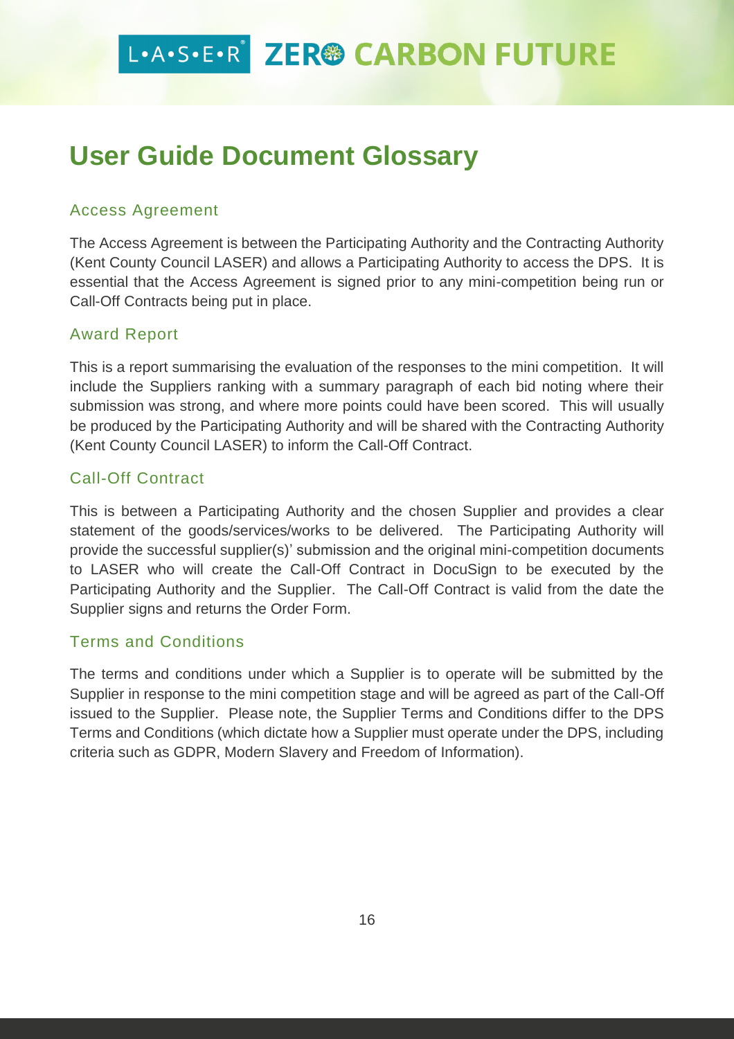# User Guide Document Glossary

## Access Agreement

The Access Agreement is between the Participating Authority and the Contracting Authority (Kent County Council LASER) and allows a Participating Authority to access the DPS. It is essential that the Access Agreement is signed prior to any mini-competition being run or Call-Off Contracts being put in place.

## Award Report

This is a report summarising the evaluation of the responses to the mini competition. It will include the Suppliers ranking with a summary paragraph of each bid noting where their submission was strong, and where more points could have been scored. This will usually be produced by the Participating Authority and will be shared with the Contracting Authority (Kent County Council LASER) to inform the Call-Off Contract.

## Call-Off Contract

This is between a Participating Authority and the chosen Supplier and provides a clear statement of the goods/services/works to be delivered. The Participating Authority will provide the successful supplier(s)' submission and the original mini-competition documents to LASER who will create the Call-Off Contract in DocuSign to be executed by the Participating Authority and the Supplier. The Call-Off Contract is valid from the date the Supplier signs and returns the Order Form.

## Terms and Conditions

The terms and conditions under which a Supplier is to operate will be submitted by the Supplier in response to the mini competition stage and will be agreed as part of the Call-Off issued to the Supplier. Please note, the Supplier Terms and Conditions differ to the DPS Terms and Conditions (which dictate how a Supplier must operate under the DPS, including criteria such as GDPR, Modern Slavery and Freedom of Information).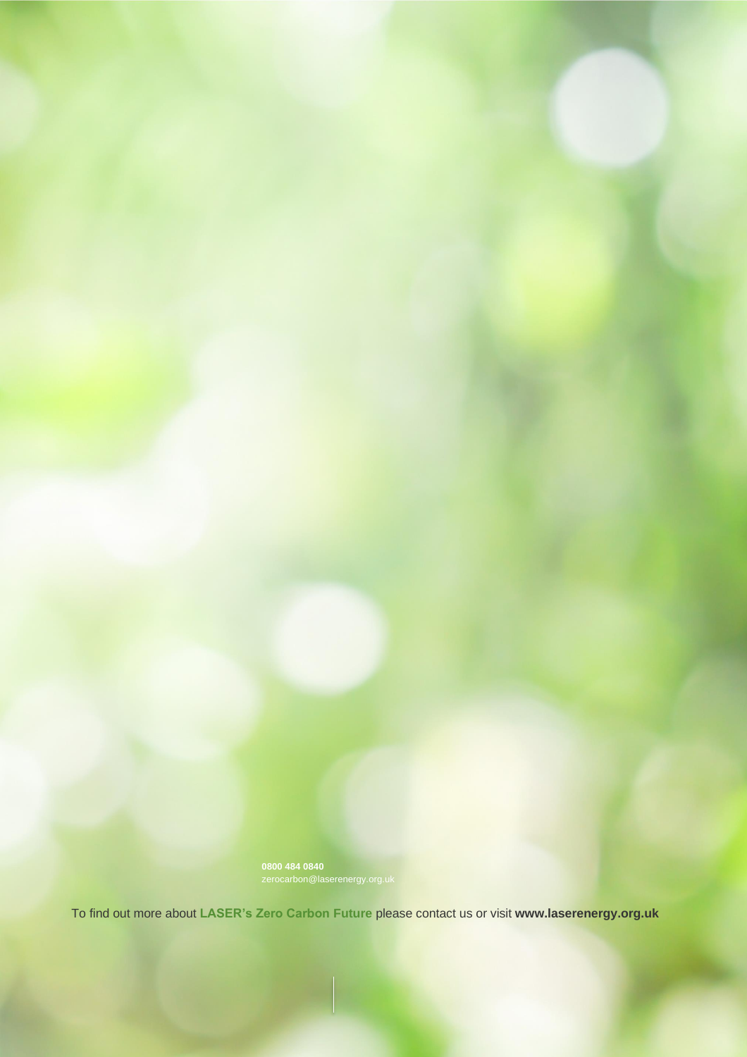**0800 484 0840**
zerocarbon@laserenergy.org.uk

To find out more about **LASER's Zero Carbon Future** please contact us or visit **www.laserenergy.org.uk**